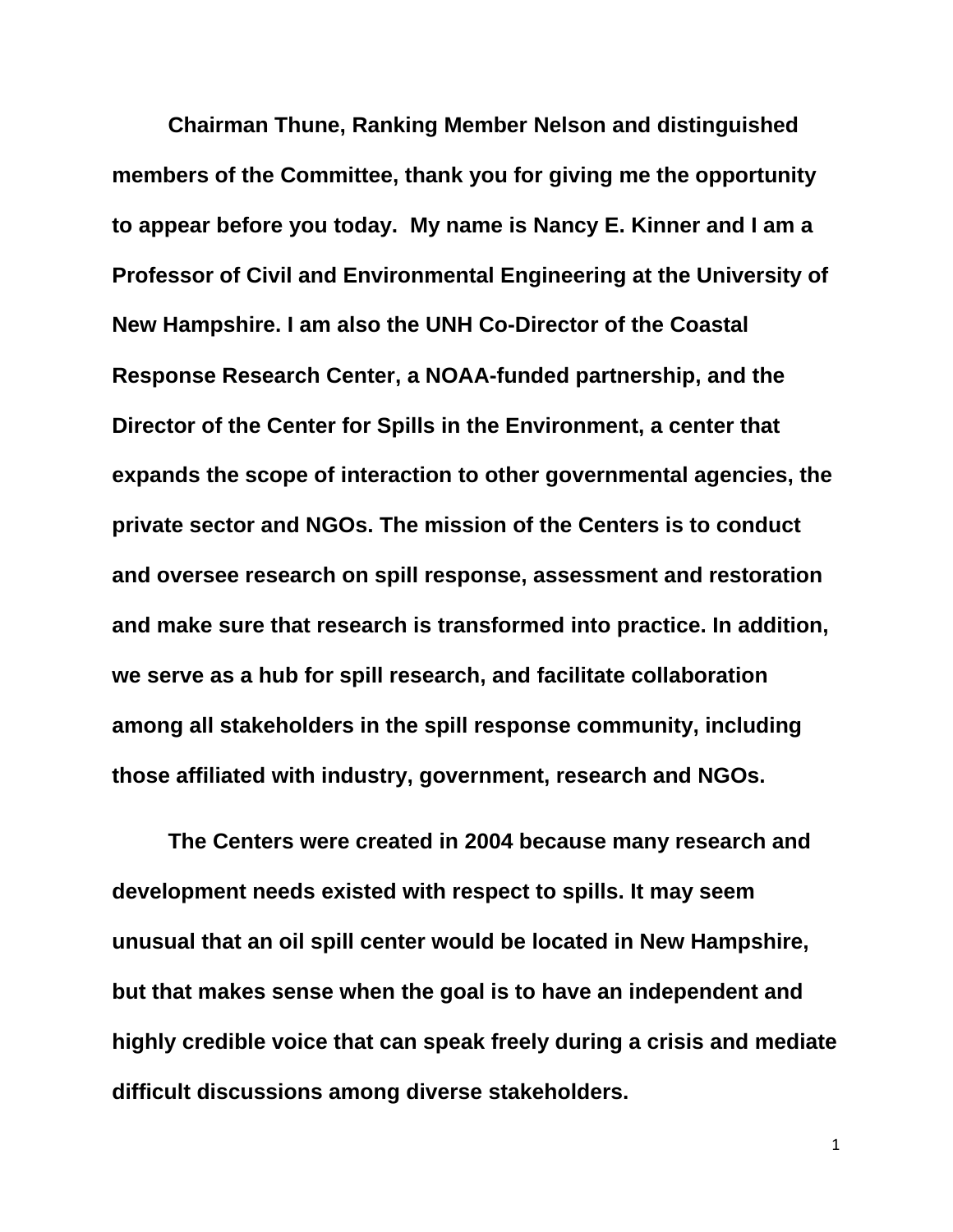**Chairman Thune, Ranking Member Nelson and distinguished members of the Committee, thank you for giving me the opportunity to appear before you today. My name is Nancy E. Kinner and I am a Professor of Civil and Environmental Engineering at the University of New Hampshire. I am also the UNH Co-Director of the Coastal Response Research Center, a NOAA-funded partnership, and the Director of the Center for Spills in the Environment, a center that expands the scope of interaction to other governmental agencies, the private sector and NGOs. The mission of the Centers is to conduct and oversee research on spill response, assessment and restoration and make sure that research is transformed into practice. In addition, we serve as a hub for spill research, and facilitate collaboration among all stakeholders in the spill response community, including those affiliated with industry, government, research and NGOs.**

**The Centers were created in 2004 because many research and development needs existed with respect to spills. It may seem unusual that an oil spill center would be located in New Hampshire, but that makes sense when the goal is to have an independent and highly credible voice that can speak freely during a crisis and mediate difficult discussions among diverse stakeholders.**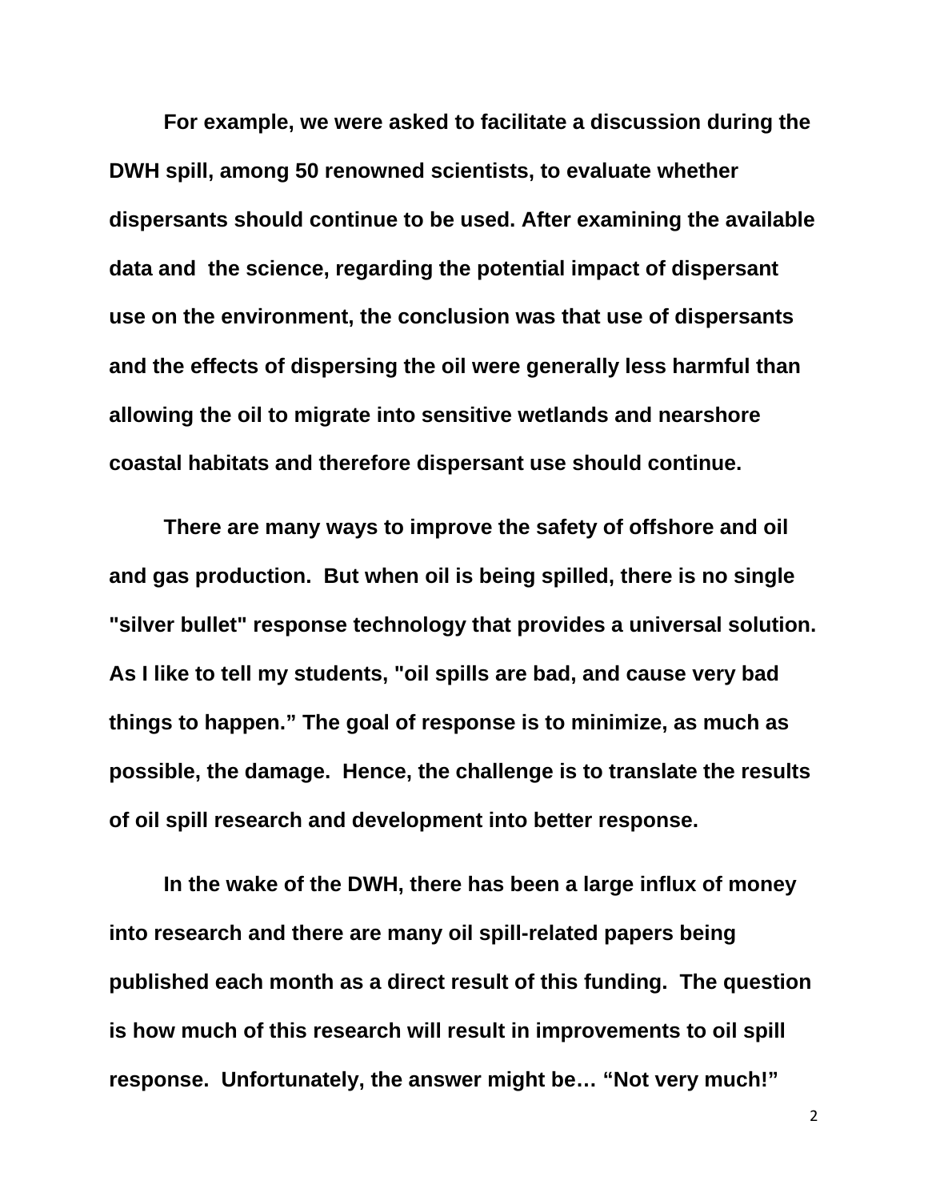**For example, we were asked to facilitate a discussion during the DWH spill, among 50 renowned scientists, to evaluate whether dispersants should continue to be used. After examining the available data and the science, regarding the potential impact of dispersant use on the environment, the conclusion was that use of dispersants and the effects of dispersing the oil were generally less harmful than allowing the oil to migrate into sensitive wetlands and nearshore coastal habitats and therefore dispersant use should continue.**

**There are many ways to improve the safety of offshore and oil and gas production. But when oil is being spilled, there is no single "silver bullet" response technology that provides a universal solution. As I like to tell my students, "oil spills are bad, and cause very bad things to happen." The goal of response is to minimize, as much as possible, the damage. Hence, the challenge is to translate the results of oil spill research and development into better response.**

**In the wake of the DWH, there has been a large influx of money into research and there are many oil spill-related papers being published each month as a direct result of this funding. The question is how much of this research will result in improvements to oil spill response. Unfortunately, the answer might be… "Not very much!"**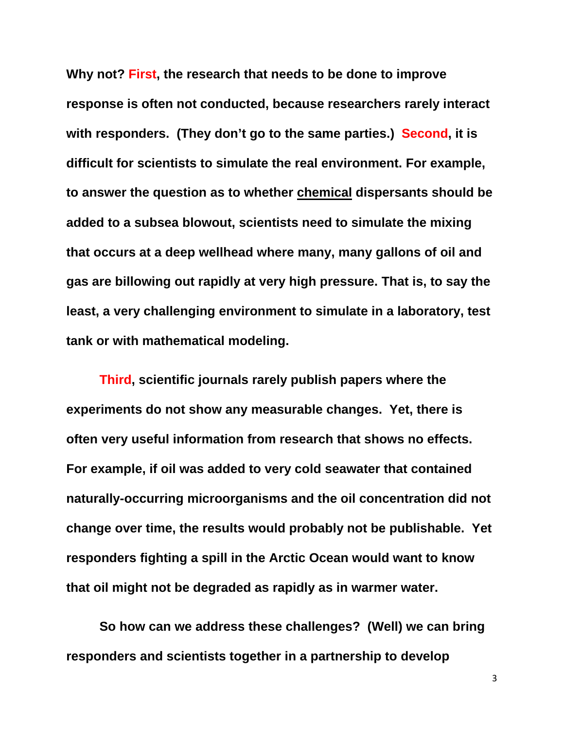**Why not? First, the research that needs to be done to improve response is often not conducted, because researchers rarely interact with responders. (They don't go to the same parties.) Second, it is difficult for scientists to simulate the real environment. For example, to answer the question as to whether <u>chemical</u> dispersants should be added to a subsea blowout, scientists need to simulate the mixing that occurs at a deep wellhead where many, many gallons of oil and gas are billowing out rapidly at very high pressure. That is, to say the least, a very challenging environment to simulate in a laboratory, test tank or with mathematical modeling.**

**Third, scientific journals rarely publish papers where the experiments do not show any measurable changes. Yet, there is often very useful information from research that shows no effects. For example, if oil was added to very cold seawater that contained naturally-occurring microorganisms and the oil concentration did not change over time, the results would probably not be publishable. Yet responders fighting a spill in the Arctic Ocean would want to know that oil might not be degraded as rapidly as in warmer water.**

**So how can we address these challenges? (Well) we can bring responders and scientists together in a partnership to develop**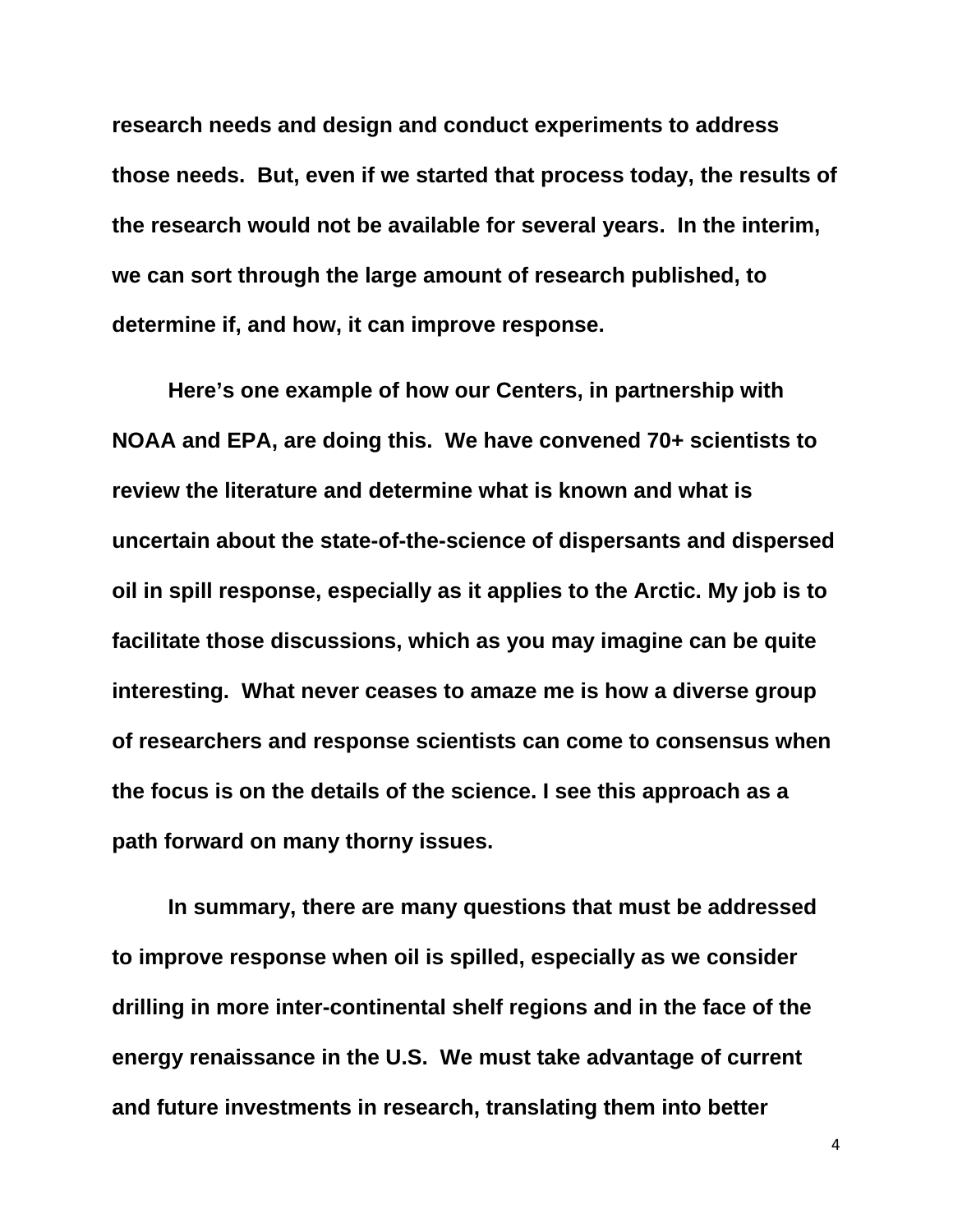**research needs and design and conduct experiments to address those needs. But, even if we started that process today, the results of the research would not be available for several years. In the interim, we can sort through the large amount of research published, to determine if, and how, it can improve response.**

**Here's one example of how our Centers, in partnership with NOAA and EPA, are doing this. We have convened 70+ scientists to review the literature and determine what is known and what is uncertain about the state-of-the-science of dispersants and dispersed oil in spill response, especially as it applies to the Arctic. My job is to facilitate those discussions, which as you may imagine can be quite interesting. What never ceases to amaze me is how a diverse group of researchers and response scientists can come to consensus when the focus is on the details of the science. I see this approach as a path forward on many thorny issues.**

**In summary, there are many questions that must be addressed to improve response when oil is spilled, especially as we consider drilling in more inter-continental shelf regions and in the face of the energy renaissance in the U.S. We must take advantage of current and future investments in research, translating them into better**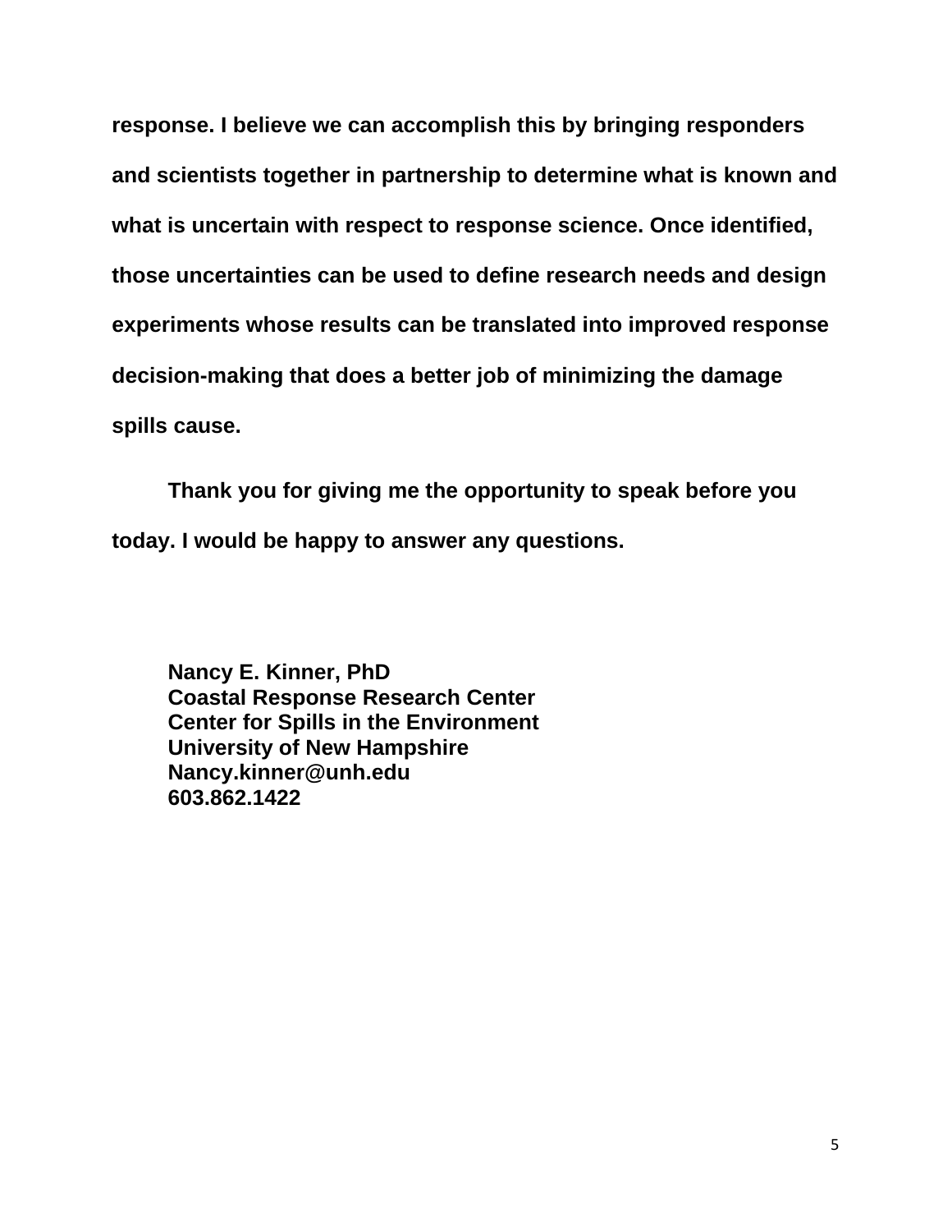**response. I believe we can accomplish this by bringing responders and scientists together in partnership to determine what is known and what is uncertain with respect to response science. Once identified, those uncertainties can be used to define research needs and design experiments whose results can be translated into improved response decision-making that does a better job of minimizing the damage spills cause.**

**Thank you for giving me the opportunity to speak before you today. I would be happy to answer any questions.**

**Nancy E. Kinner, PhD**
**Coastal Response Research Center**
**Center for Spills in the Environment**
**University of New Hampshire**
**Nancy.kinner@unh.edu**
**603.862.1422**